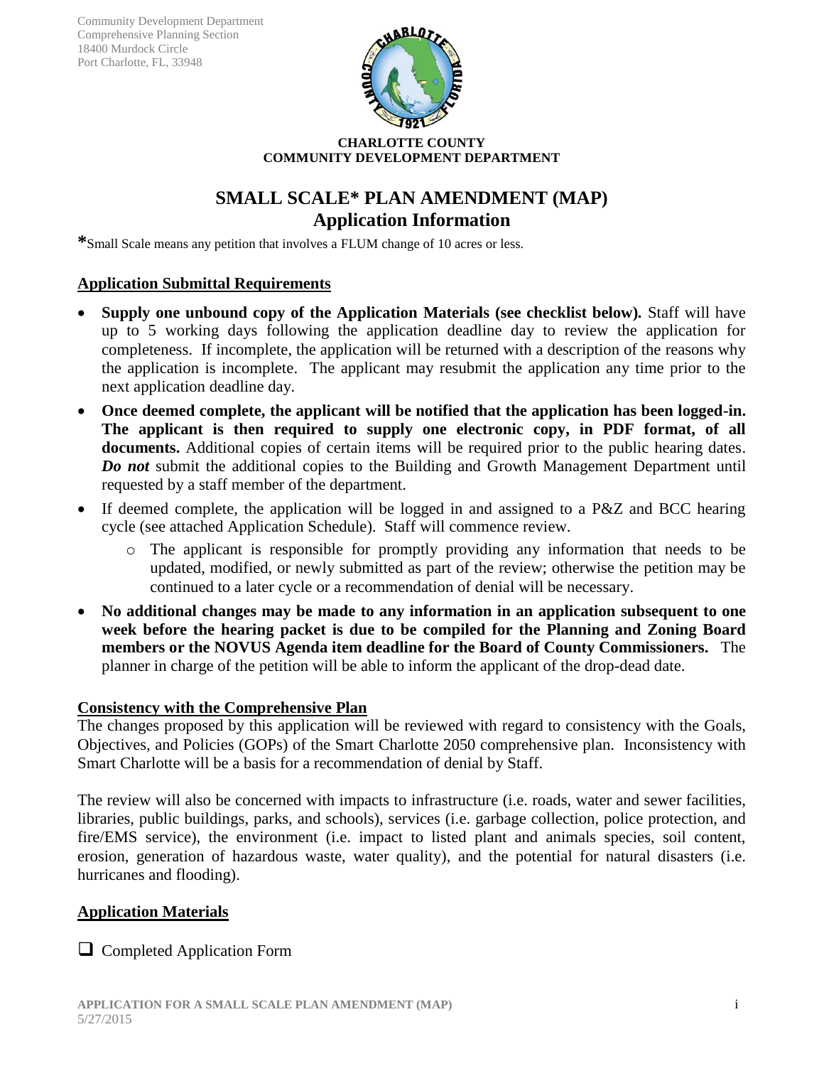Community Development Department
Comprehensive Planning Section
18400 Murdock Circle
Port Charlotte, FL, 33948

**CHARLOTTE COUNTY**
**COMMUNITY DEVELOPMENT DEPARTMENT**

# SMALL SCALE* PLAN AMENDMENT (MAP)
# Application Information

*Small Scale means any petition that involves a FLUM change of 10 acres or less.

## Application Submittal Requirements

- **Supply one unbound copy of the Application Materials (see checklist below).** Staff will have up to 5 working days following the application deadline day to review the application for completeness. If incomplete, the application will be returned with a description of the reasons why the application is incomplete. The applicant may resubmit the application any time prior to the next application deadline day.
- **Once deemed complete, the applicant will be notified that the application has been logged-in. The applicant is then required to supply one electronic copy, in PDF format, of all documents.** Additional copies of certain items will be required prior to the public hearing dates. ***Do not*** submit the additional copies to the Building and Growth Management Department until requested by a staff member of the department.
- If deemed complete, the application will be logged in and assigned to a P&Z and BCC hearing cycle (see attached Application Schedule). Staff will commence review.
  - The applicant is responsible for promptly providing any information that needs to be updated, modified, or newly submitted as part of the review; otherwise the petition may be continued to a later cycle or a recommendation of denial will be necessary.
- **No additional changes may be made to any information in an application subsequent to one week before the hearing packet is due to be compiled for the Planning and Zoning Board members or the NOVUS Agenda item deadline for the Board of County Commissioners.** The planner in charge of the petition will be able to inform the applicant of the drop-dead date.

## Consistency with the Comprehensive Plan

The changes proposed by this application will be reviewed with regard to consistency with the Goals, Objectives, and Policies (GOPs) of the Smart Charlotte 2050 comprehensive plan. Inconsistency with Smart Charlotte will be a basis for a recommendation of denial by Staff.

The review will also be concerned with impacts to infrastructure (i.e. roads, water and sewer facilities, libraries, public buildings, parks, and schools), services (i.e. garbage collection, police protection, and fire/EMS service), the environment (i.e. impact to listed plant and animals species, soil content, erosion, generation of hazardous waste, water quality), and the potential for natural disasters (i.e. hurricanes and flooding).

## Application Materials

- [ ] Completed Application Form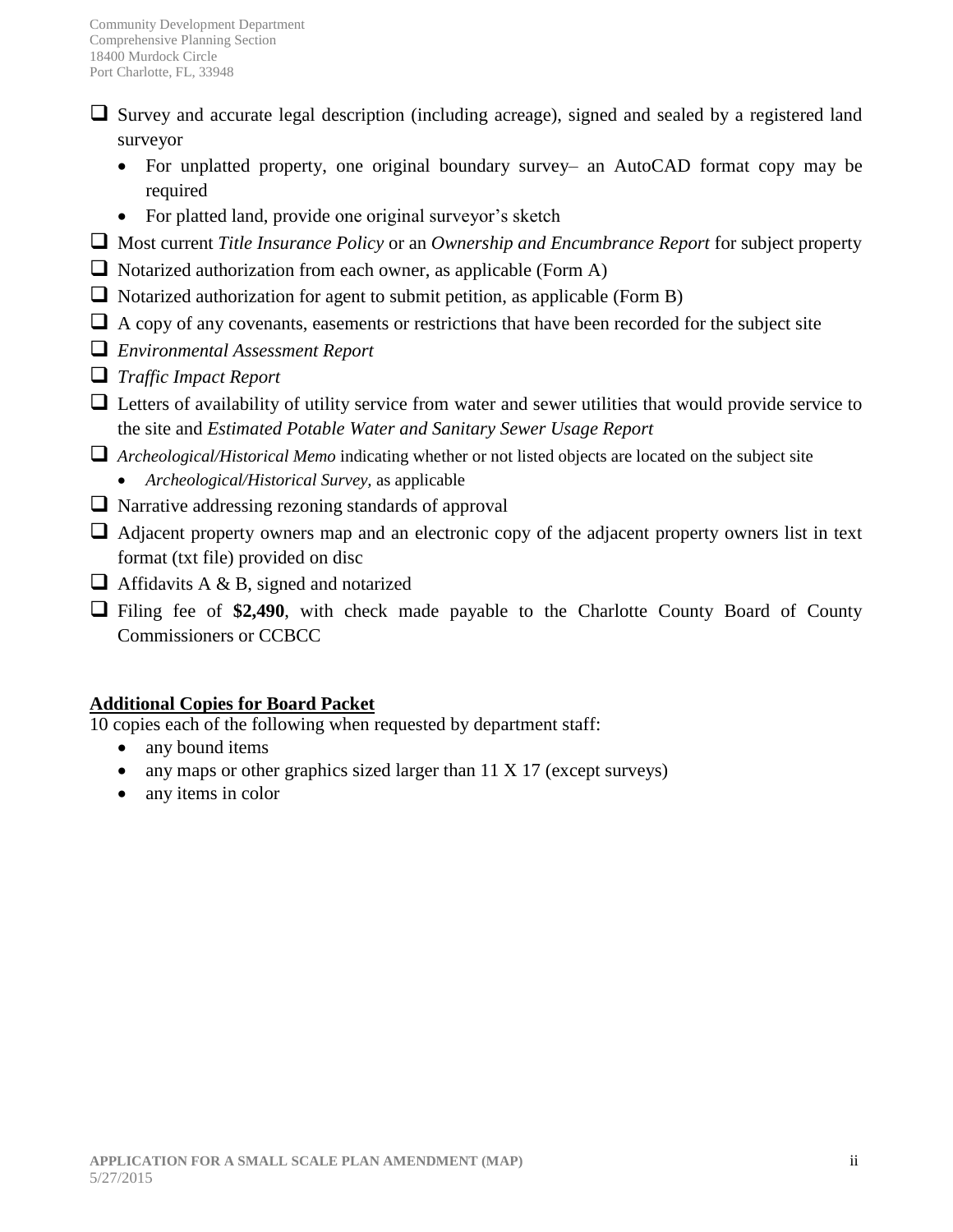- [ ] Survey and accurate legal description (including acreage), signed and sealed by a registered land surveyor
  - For unplatted property, one original boundary survey– an AutoCAD format copy may be required
  - For platted land, provide one original surveyor's sketch
- [ ] Most current *Title Insurance Policy* or an *Ownership and Encumbrance Report* for subject property
- [ ] Notarized authorization from each owner, as applicable (Form A)
- [ ] Notarized authorization for agent to submit petition, as applicable (Form B)
- [ ] A copy of any covenants, easements or restrictions that have been recorded for the subject site
- [ ] *Environmental Assessment Report*
- [ ] *Traffic Impact Report*
- [ ] Letters of availability of utility service from water and sewer utilities that would provide service to the site and *Estimated Potable Water and Sanitary Sewer Usage Report*
- [ ] *Archeological/Historical Memo* indicating whether or not listed objects are located on the subject site
  - *Archeological/Historical Survey,* as applicable
- [ ] Narrative addressing rezoning standards of approval
- [ ] Adjacent property owners map and an electronic copy of the adjacent property owners list in text format (txt file) provided on disc
- [ ] Affidavits A & B, signed and notarized
- [ ] Filing fee of **$2,490**, with check made payable to the Charlotte County Board of County Commissioners or CCBCC

**Additional Copies for Board Packet**

10 copies each of the following when requested by department staff:

- any bound items
- any maps or other graphics sized larger than 11 X 17 (except surveys)
- any items in color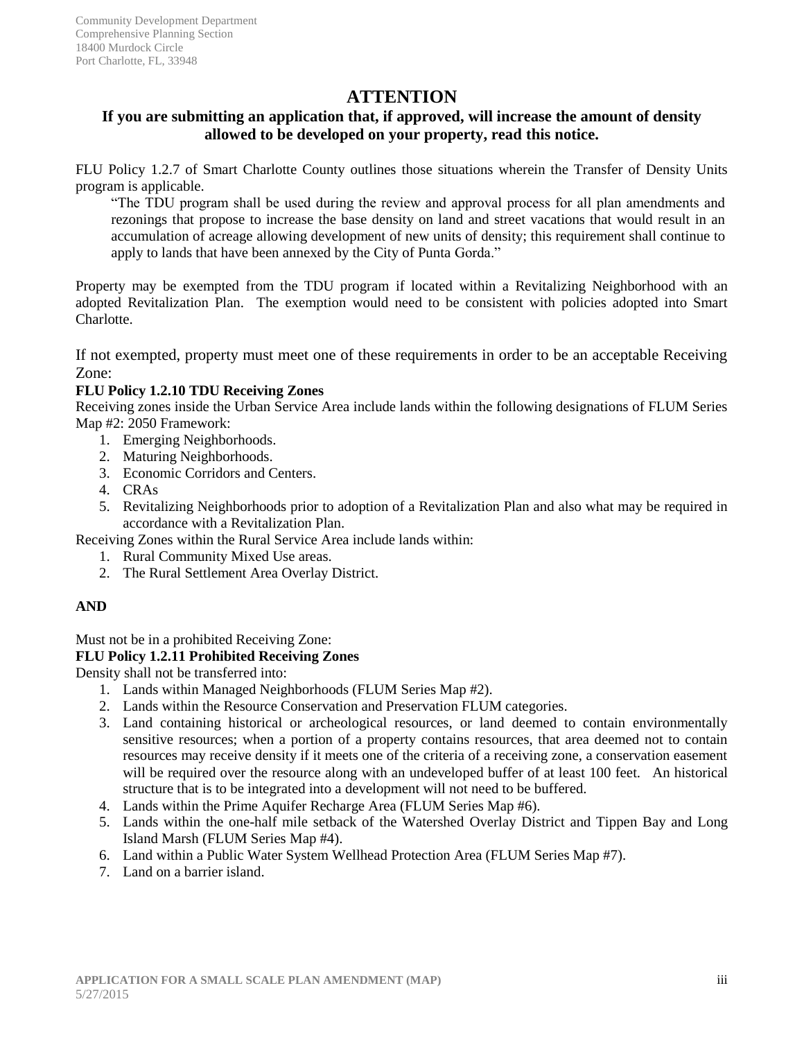Community Development Department
Comprehensive Planning Section
18400 Murdock Circle
Port Charlotte, FL, 33948

# ATTENTION

## If you are submitting an application that, if approved, will increase the amount of density allowed to be developed on your property, read this notice.

FLU Policy 1.2.7 of Smart Charlotte County outlines those situations wherein the Transfer of Density Units program is applicable.

> "The TDU program shall be used during the review and approval process for all plan amendments and rezonings that propose to increase the base density on land and street vacations that would result in an accumulation of acreage allowing development of new units of density; this requirement shall continue to apply to lands that have been annexed by the City of Punta Gorda."

Property may be exempted from the TDU program if located within a Revitalizing Neighborhood with an adopted Revitalization Plan. The exemption would need to be consistent with policies adopted into Smart Charlotte.

If not exempted, property must meet one of these requirements in order to be an acceptable Receiving Zone:

**FLU Policy 1.2.10 TDU Receiving Zones**

Receiving zones inside the Urban Service Area include lands within the following designations of FLUM Series Map #2: 2050 Framework:

1. Emerging Neighborhoods.
2. Maturing Neighborhoods.
3. Economic Corridors and Centers.
4. CRAs
5. Revitalizing Neighborhoods prior to adoption of a Revitalization Plan and also what may be required in accordance with a Revitalization Plan.

Receiving Zones within the Rural Service Area include lands within:

1. Rural Community Mixed Use areas.
2. The Rural Settlement Area Overlay District.

**AND**

Must not be in a prohibited Receiving Zone:

**FLU Policy 1.2.11 Prohibited Receiving Zones**

Density shall not be transferred into:

1. Lands within Managed Neighborhoods (FLUM Series Map #2).
2. Lands within the Resource Conservation and Preservation FLUM categories.
3. Land containing historical or archeological resources, or land deemed to contain environmentally sensitive resources; when a portion of a property contains resources, that area deemed not to contain resources may receive density if it meets one of the criteria of a receiving zone, a conservation easement will be required over the resource along with an undeveloped buffer of at least 100 feet. An historical structure that is to be integrated into a development will not need to be buffered.
4. Lands within the Prime Aquifer Recharge Area (FLUM Series Map #6).
5. Lands within the one-half mile setback of the Watershed Overlay District and Tippen Bay and Long Island Marsh (FLUM Series Map #4).
6. Land within a Public Water System Wellhead Protection Area (FLUM Series Map #7).
7. Land on a barrier island.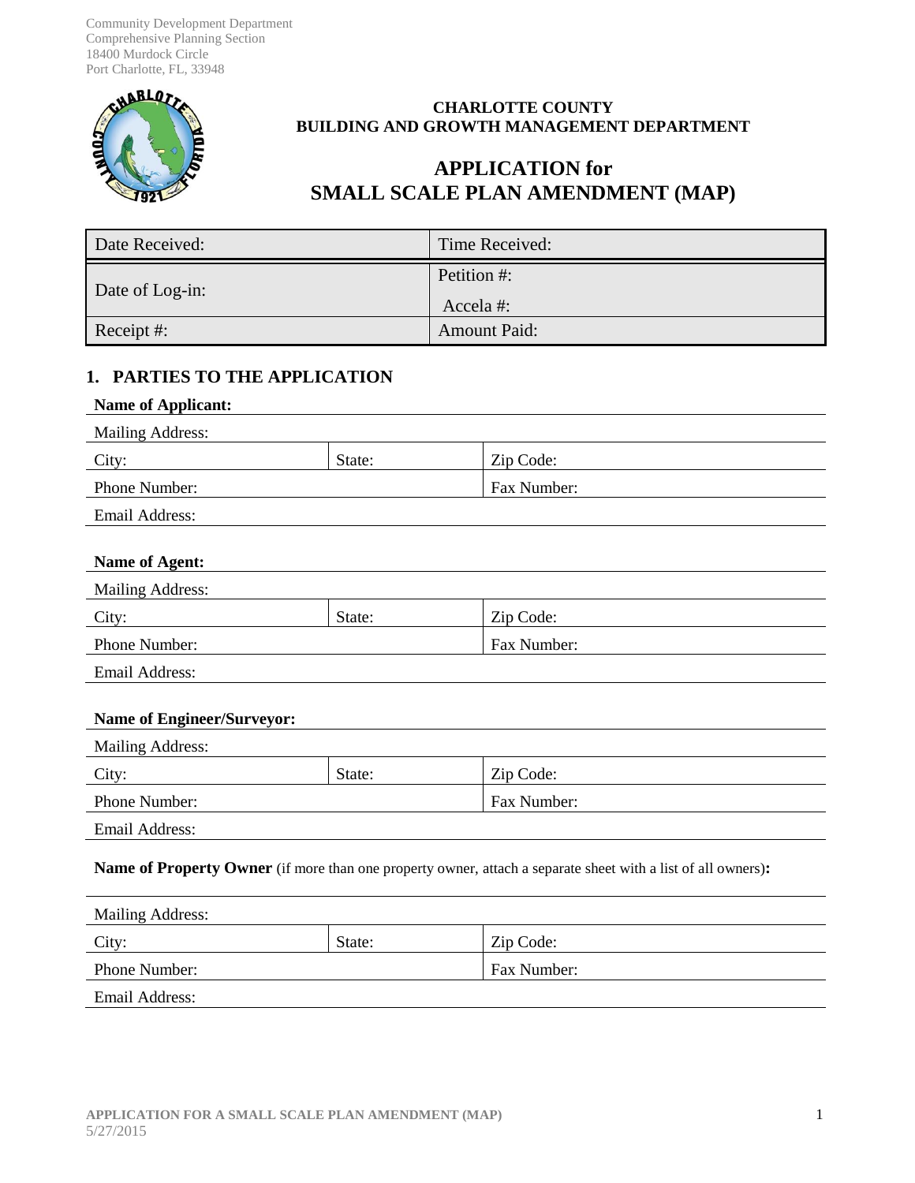Community Development Department
Comprehensive Planning Section
18400 Murdock Circle
Port Charlotte, FL, 33948

**CHARLOTTE COUNTY**
**BUILDING AND GROWTH MANAGEMENT DEPARTMENT**

# APPLICATION for SMALL SCALE PLAN AMENDMENT (MAP)

| Date Received: | Time Received: |
|---|---|
| Date of Log-in: | Petition #:<br>Accela #: |
| Receipt #: | Amount Paid: |

## 1. PARTIES TO THE APPLICATION

**Name of Applicant:**

| Mailing Address: | | |
|---|---|---|
| City: | State: | Zip Code: |
| Phone Number: | | Fax Number: |
| Email Address: | | |

**Name of Agent:**

| Mailing Address: | | |
|---|---|---|
| City: | State: | Zip Code: |
| Phone Number: | | Fax Number: |
| Email Address: | | |

**Name of Engineer/Surveyor:**

| Mailing Address: | | |
|---|---|---|
| City: | State: | Zip Code: |
| Phone Number: | | Fax Number: |
| Email Address: | | |

**Name of Property Owner** (if more than one property owner, attach a separate sheet with a list of all owners)**:**

| Mailing Address: | | |
|---|---|---|
| City: | State: | Zip Code: |
| Phone Number: | | Fax Number: |
| Email Address: | | |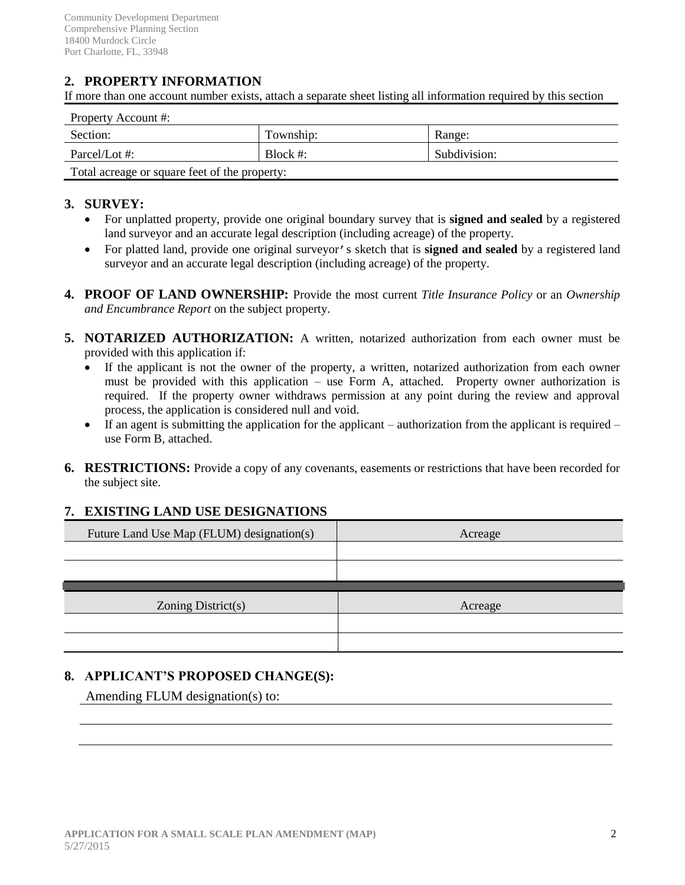Community Development Department
Comprehensive Planning Section
18400 Murdock Circle
Port Charlotte, FL, 33948

## 2. PROPERTY INFORMATION

If more than one account number exists, attach a separate sheet listing all information required by this section

| Property Account #: | | |
|---|---|---|
| Section: | Township: | Range: |
| Parcel/Lot #: | Block #: | Subdivision: |
| Total acreage or square feet of the property: | | |

## 3. SURVEY:

- For unplatted property, provide one original boundary survey that is **signed and sealed** by a registered land surveyor and an accurate legal description (including acreage) of the property.
- For platted land, provide one original surveyor's sketch that is **signed and sealed** by a registered land surveyor and an accurate legal description (including acreage) of the property.

**4. PROOF OF LAND OWNERSHIP:** Provide the most current *Title Insurance Policy* or an *Ownership and Encumbrance Report* on the subject property.

**5. NOTARIZED AUTHORIZATION:** A written, notarized authorization from each owner must be provided with this application if:

- If the applicant is not the owner of the property, a written, notarized authorization from each owner must be provided with this application – use Form A, attached. Property owner authorization is required. If the property owner withdraws permission at any point during the review and approval process, the application is considered null and void.
- If an agent is submitting the application for the applicant – authorization from the applicant is required – use Form B, attached.

**6. RESTRICTIONS:** Provide a copy of any covenants, easements or restrictions that have been recorded for the subject site.

## 7. EXISTING LAND USE DESIGNATIONS

| Future Land Use Map (FLUM) designation(s) | Acreage |
|---|---|
| | |
| | |

| Zoning District(s) | Acreage |
|---|---|
| | |
| | |

## 8. APPLICANT'S PROPOSED CHANGE(S):

Amending FLUM designation(s) to:

APPLICATION FOR A SMALL SCALE PLAN AMENDMENT (MAP)
5/27/2015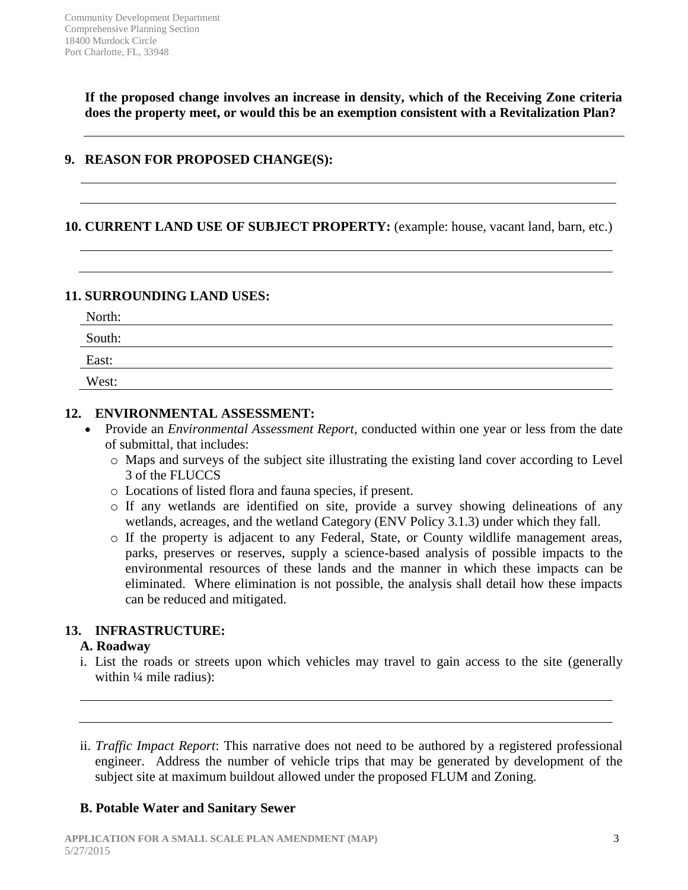**If the proposed change involves an increase in density, which of the Receiving Zone criteria does the property meet, or would this be an exemption consistent with a Revitalization Plan?**

## 9. REASON FOR PROPOSED CHANGE(S):

## 10. CURRENT LAND USE OF SUBJECT PROPERTY: (example: house, vacant land, barn, etc.)

## 11. SURROUNDING LAND USES:

North:

South:

East:

West:

## 12. ENVIRONMENTAL ASSESSMENT:

- Provide an *Environmental Assessment Report*, conducted within one year or less from the date of submittal, that includes:
  - Maps and surveys of the subject site illustrating the existing land cover according to Level 3 of the FLUCCS
  - Locations of listed flora and fauna species, if present.
  - If any wetlands are identified on site, provide a survey showing delineations of any wetlands, acreages, and the wetland Category (ENV Policy 3.1.3) under which they fall.
  - If the property is adjacent to any Federal, State, or County wildlife management areas, parks, preserves or reserves, supply a science-based analysis of possible impacts to the environmental resources of these lands and the manner in which these impacts can be eliminated. Where elimination is not possible, the analysis shall detail how these impacts can be reduced and mitigated.

## 13. INFRASTRUCTURE:

### A. Roadway

i. List the roads or streets upon which vehicles may travel to gain access to the site (generally within ¼ mile radius):

ii. *Traffic Impact Report*: This narrative does not need to be authored by a registered professional engineer. Address the number of vehicle trips that may be generated by development of the subject site at maximum buildout allowed under the proposed FLUM and Zoning.

### B. Potable Water and Sanitary Sewer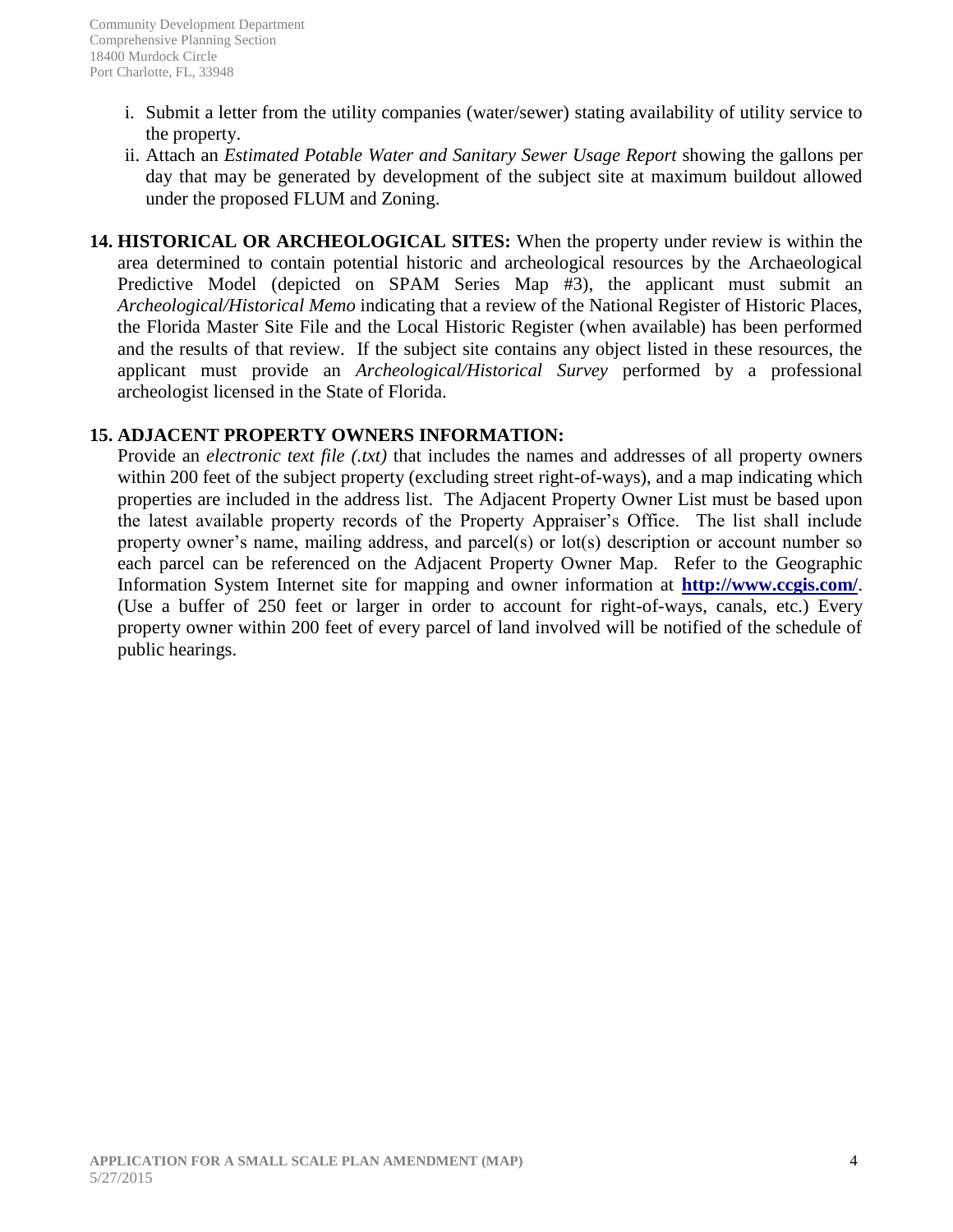i. Submit a letter from the utility companies (water/sewer) stating availability of utility service to the property.

ii. Attach an *Estimated Potable Water and Sanitary Sewer Usage Report* showing the gallons per day that may be generated by development of the subject site at maximum buildout allowed under the proposed FLUM and Zoning.

**14. HISTORICAL OR ARCHEOLOGICAL SITES:** When the property under review is within the area determined to contain potential historic and archeological resources by the Archaeological Predictive Model (depicted on SPAM Series Map #3), the applicant must submit an *Archeological/Historical Memo* indicating that a review of the National Register of Historic Places, the Florida Master Site File and the Local Historic Register (when available) has been performed and the results of that review. If the subject site contains any object listed in these resources, the applicant must provide an *Archeological/Historical Survey* performed by a professional archeologist licensed in the State of Florida.

**15. ADJACENT PROPERTY OWNERS INFORMATION:**

Provide an *electronic text file (.txt)* that includes the names and addresses of all property owners within 200 feet of the subject property (excluding street right-of-ways), and a map indicating which properties are included in the address list. The Adjacent Property Owner List must be based upon the latest available property records of the Property Appraiser's Office. The list shall include property owner's name, mailing address, and parcel(s) or lot(s) description or account number so each parcel can be referenced on the Adjacent Property Owner Map. Refer to the Geographic Information System Internet site for mapping and owner information at **http://www.ccgis.com/**. (Use a buffer of 250 feet or larger in order to account for right-of-ways, canals, etc.) Every property owner within 200 feet of every parcel of land involved will be notified of the schedule of public hearings.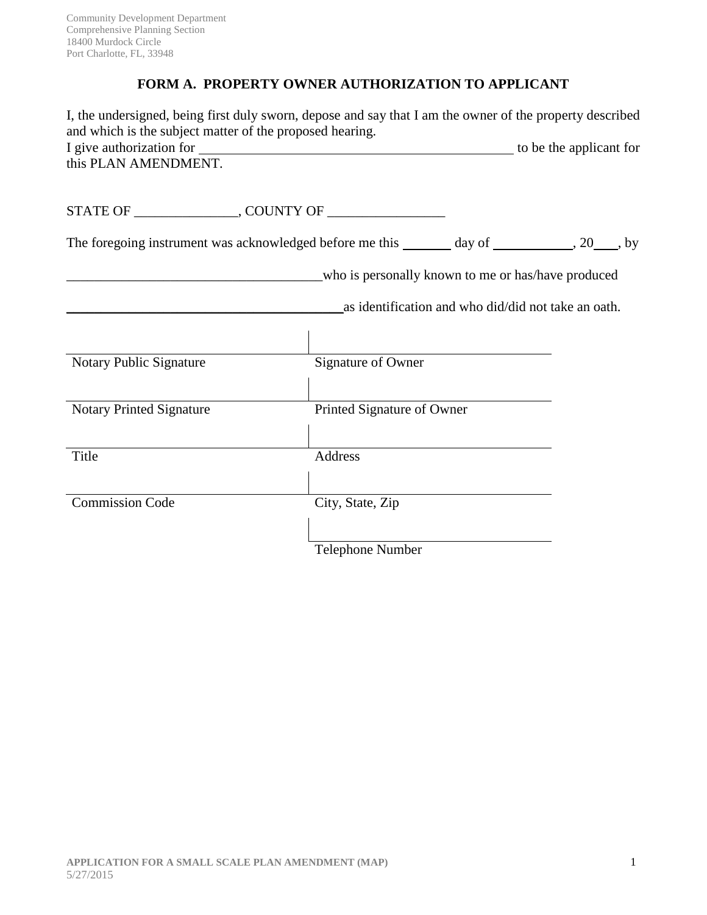Community Development Department
Comprehensive Planning Section
18400 Murdock Circle
Port Charlotte, FL, 33948

## FORM A. PROPERTY OWNER AUTHORIZATION TO APPLICANT

I, the undersigned, being first duly sworn, depose and say that I am the owner of the property described and which is the subject matter of the proposed hearing.
I give authorization for _______________________________________________ to be the applicant for this PLAN AMENDMENT.

STATE OF _______________, COUNTY OF _________________

The foregoing instrument was acknowledged before me this _______ day of ___________, 20___, by

_____________________________________who is personally known to me or has/have produced

_________________________________________as identification and who did/did not take an oath.

| | |
|---|---|
| Notary Public Signature | Signature of Owner |
| Notary Printed Signature | Printed Signature of Owner |
| Title | Address |
| Commission Code | City, State, Zip |
| | Telephone Number |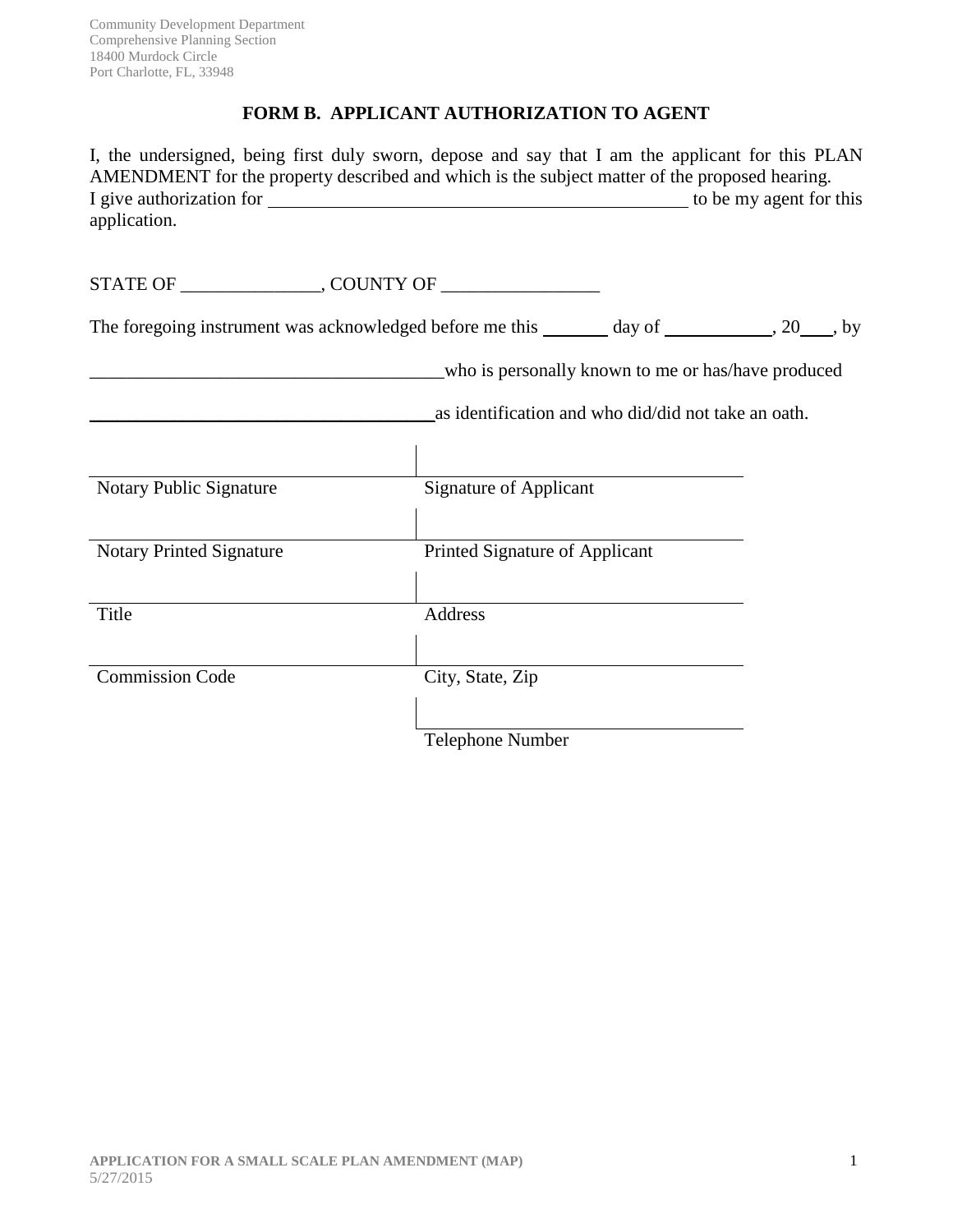Community Development Department
Comprehensive Planning Section
18400 Murdock Circle
Port Charlotte, FL, 33948

## FORM B. APPLICANT AUTHORIZATION TO AGENT

I, the undersigned, being first duly sworn, depose and say that I am the applicant for this PLAN AMENDMENT for the property described and which is the subject matter of the proposed hearing. I give authorization for ______________________________________________ to be my agent for this application.

STATE OF _______________, COUNTY OF _________________

The foregoing instrument was acknowledged before me this _______ day of ____________, 20___, by

______________________________________who is personally known to me or has/have produced

______________________________________as identification and who did/did not take an oath.

| | |
|---|---|
| Notary Public Signature | Signature of Applicant |
| Notary Printed Signature | Printed Signature of Applicant |
| Title | Address |
| Commission Code | City, State, Zip |
| | Telephone Number |

APPLICATION FOR A SMALL SCALE PLAN AMENDMENT (MAP)
5/27/2015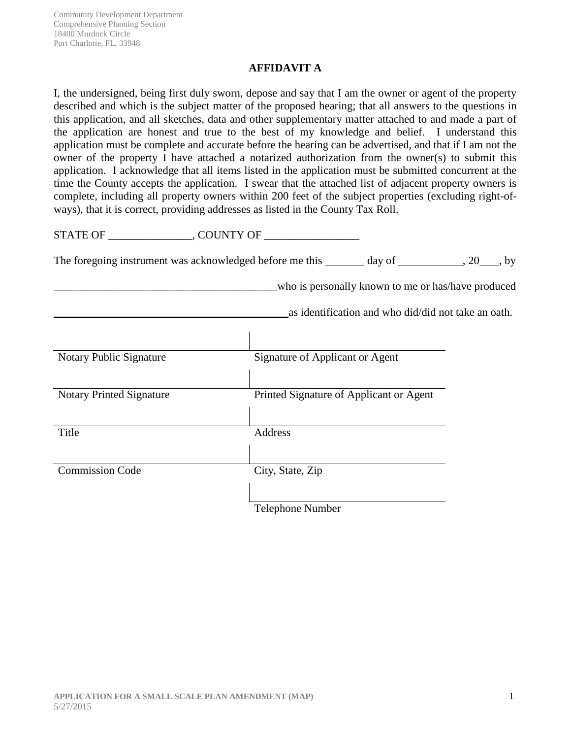Community Development Department
Comprehensive Planning Section
18400 Murdock Circle
Port Charlotte, FL, 33948

## AFFIDAVIT A

I, the undersigned, being first duly sworn, depose and say that I am the owner or agent of the property described and which is the subject matter of the proposed hearing; that all answers to the questions in this application, and all sketches, data and other supplementary matter attached to and made a part of the application are honest and true to the best of my knowledge and belief. I understand this application must be complete and accurate before the hearing can be advertised, and that if I am not the owner of the property I have attached a notarized authorization from the owner(s) to submit this application. I acknowledge that all items listed in the application must be submitted concurrent at the time the County accepts the application. I swear that the attached list of adjacent property owners is complete, including all property owners within 200 feet of the subject properties (excluding right-of-ways), that it is correct, providing addresses as listed in the County Tax Roll.

STATE OF _______________, COUNTY OF _________________

The foregoing instrument was acknowledged before me this _______ day of ___________, 20___, by

________________________________________ who is personally known to me or has/have produced

________________________________________ as identification and who did/did not take an oath.

| | |
|---|---|
| Notary Public Signature | Signature of Applicant or Agent |
| Notary Printed Signature | Printed Signature of Applicant or Agent |
| Title | Address |
| Commission Code | City, State, Zip |
| | Telephone Number |

APPLICATION FOR A SMALL SCALE PLAN AMENDMENT (MAP)
5/27/2015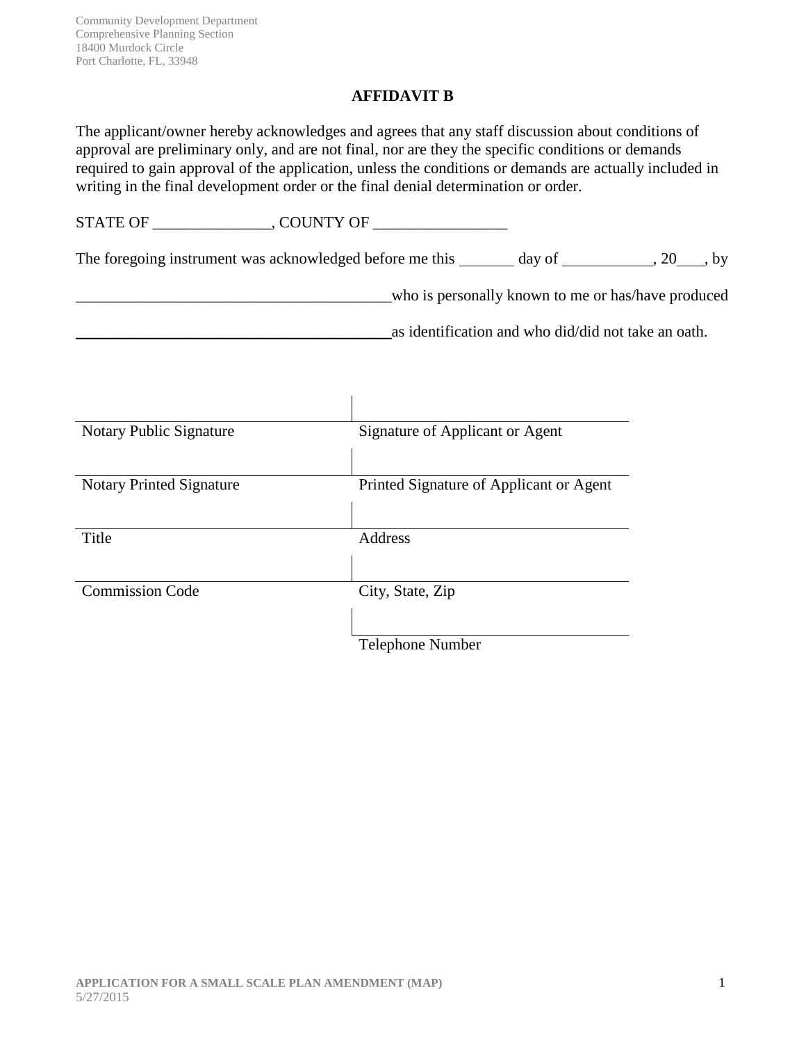Community Development Department
Comprehensive Planning Section
18400 Murdock Circle
Port Charlotte, FL, 33948

## AFFIDAVIT B

The applicant/owner hereby acknowledges and agrees that any staff discussion about conditions of approval are preliminary only, and are not final, nor are they the specific conditions or demands required to gain approval of the application, unless the conditions or demands are actually included in writing in the final development order or the final denial determination or order.

STATE OF _______________, COUNTY OF _________________

The foregoing instrument was acknowledged before me this _______ day of ___________, 20___, by

________________________________________who is personally known to me or has/have produced

________________________________________as identification and who did/did not take an oath.

| | |
|---|---|
| Notary Public Signature | Signature of Applicant or Agent |
| Notary Printed Signature | Printed Signature of Applicant or Agent |
| Title | Address |
| Commission Code | City, State, Zip |
| | Telephone Number |

APPLICATION FOR A SMALL SCALE PLAN AMENDMENT (MAP)
5/27/2015